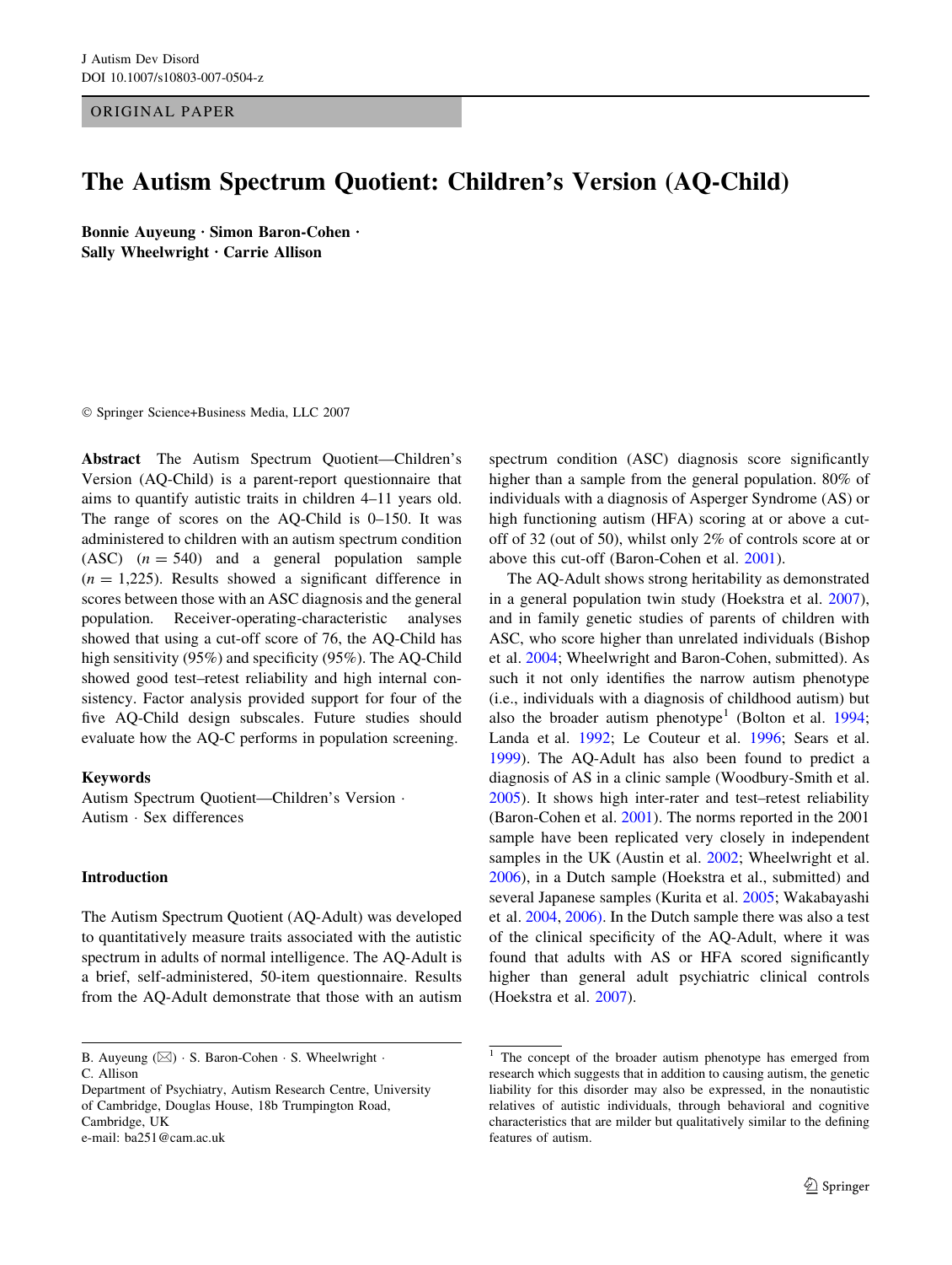ORIGINAL PAPER

# The Autism Spectrum Quotient: Children's Version (AQ-Child)

**Bonnie Auyeung · Simon Baron-Cohen · Sally Wheelwright · Carrie Allison**

© Springer Science+Business Media, LLC 2007

**Abstract** The Autism Spectrum Quotient—Children's Version (AQ-Child) is a parent-report questionnaire that aims to quantify autistic traits in children 4–11 years old. The range of scores on the AQ-Child is 0–150. It was administered to children with an autism spectrum condition (ASC) ($n = 540$) and a general population sample ($n = 1{,}225$). Results showed a significant difference in scores between those with an ASC diagnosis and the general population. Receiver-operating-characteristic analyses showed that using a cut-off score of 76, the AQ-Child has high sensitivity (95%) and specificity (95%). The AQ-Child showed good test–retest reliability and high internal consistency. Factor analysis provided support for four of the five AQ-Child design subscales. Future studies should evaluate how the AQ-C performs in population screening.

**Keywords** Autism Spectrum Quotient—Children's Version · Autism · Sex differences

## Introduction

The Autism Spectrum Quotient (AQ-Adult) was developed to quantitatively measure traits associated with the autistic spectrum in adults of normal intelligence. The AQ-Adult is a brief, self-administered, 50-item questionnaire. Results from the AQ-Adult demonstrate that those with an autism spectrum condition (ASC) diagnosis score significantly higher than a sample from the general population. 80% of individuals with a diagnosis of Asperger Syndrome (AS) or high functioning autism (HFA) scoring at or above a cut-off of 32 (out of 50), whilst only 2% of controls score at or above this cut-off (Baron-Cohen et al. 2001).

The AQ-Adult shows strong heritability as demonstrated in a general population twin study (Hoekstra et al. 2007), and in family genetic studies of parents of children with ASC, who score higher than unrelated individuals (Bishop et al. 2004; Wheelwright and Baron-Cohen, submitted). As such it not only identifies the narrow autism phenotype (i.e., individuals with a diagnosis of childhood autism) but also the broader autism phenotype[1] (Bolton et al. 1994; Landa et al. 1992; Le Couteur et al. 1996; Sears et al. 1999). The AQ-Adult has also been found to predict a diagnosis of AS in a clinic sample (Woodbury-Smith et al. 2005). It shows high inter-rater and test–retest reliability (Baron-Cohen et al. 2001). The norms reported in the 2001 sample have been replicated very closely in independent samples in the UK (Austin et al. 2002; Wheelwright et al. 2006), in a Dutch sample (Hoekstra et al., submitted) and several Japanese samples (Kurita et al. 2005; Wakabayashi et al. 2004, 2006). In the Dutch sample there was also a test of the clinical specificity of the AQ-Adult, where it was found that adults with AS or HFA scored significantly higher than general adult psychiatric clinical controls (Hoekstra et al. 2007).

B. Auyeung (✉) · S. Baron-Cohen · S. Wheelwright · C. Allison
Department of Psychiatry, Autism Research Centre, University of Cambridge, Douglas House, 18b Trumpington Road, Cambridge, UK
e-mail: ba251@cam.ac.uk

[1] The concept of the broader autism phenotype has emerged from research which suggests that in addition to causing autism, the genetic liability for this disorder may also be expressed, in the nonautistic relatives of autistic individuals, through behavioral and cognitive characteristics that are milder but qualitatively similar to the defining features of autism.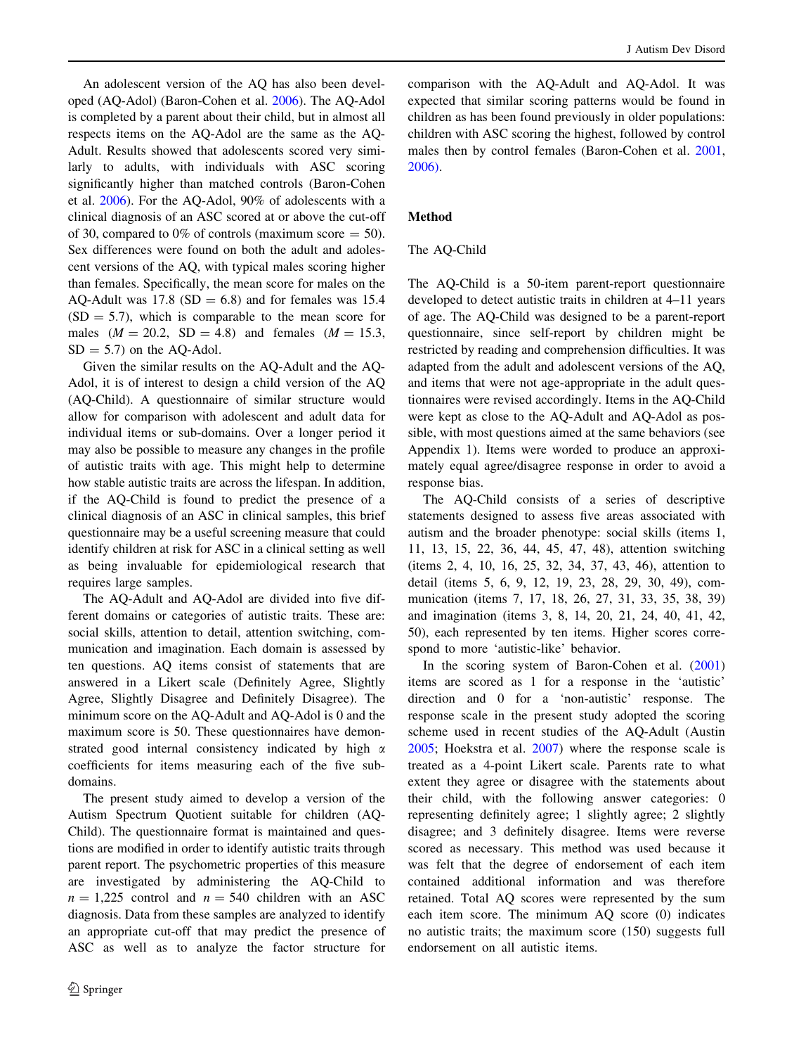An adolescent version of the AQ has also been developed (AQ-Adol) (Baron-Cohen et al. 2006). The AQ-Adol is completed by a parent about their child, but in almost all respects items on the AQ-Adol are the same as the AQ-Adult. Results showed that adolescents scored very similarly to adults, with individuals with ASC scoring significantly higher than matched controls (Baron-Cohen et al. 2006). For the AQ-Adol, 90% of adolescents with a clinical diagnosis of an ASC scored at or above the cut-off of 30, compared to 0% of controls (maximum score = 50). Sex differences were found on both the adult and adolescent versions of the AQ, with typical males scoring higher than females. Specifically, the mean score for males on the AQ-Adult was 17.8 (SD = 6.8) and for females was 15.4 (SD = 5.7), which is comparable to the mean score for males ($M = 20.2$, SD = 4.8) and females ($M = 15.3$, SD = 5.7) on the AQ-Adol.

Given the similar results on the AQ-Adult and the AQ-Adol, it is of interest to design a child version of the AQ (AQ-Child). A questionnaire of similar structure would allow for comparison with adolescent and adult data for individual items or sub-domains. Over a longer period it may also be possible to measure any changes in the profile of autistic traits with age. This might help to determine how stable autistic traits are across the lifespan. In addition, if the AQ-Child is found to predict the presence of a clinical diagnosis of an ASC in clinical samples, this brief questionnaire may be a useful screening measure that could identify children at risk for ASC in a clinical setting as well as being invaluable for epidemiological research that requires large samples.

The AQ-Adult and AQ-Adol are divided into five different domains or categories of autistic traits. These are: social skills, attention to detail, attention switching, communication and imagination. Each domain is assessed by ten questions. AQ items consist of statements that are answered in a Likert scale (Definitely Agree, Slightly Agree, Slightly Disagree and Definitely Disagree). The minimum score on the AQ-Adult and AQ-Adol is 0 and the maximum score is 50. These questionnaires have demonstrated good internal consistency indicated by high α coefficients for items measuring each of the five sub-domains.

The present study aimed to develop a version of the Autism Spectrum Quotient suitable for children (AQ-Child). The questionnaire format is maintained and questions are modified in order to identify autistic traits through parent report. The psychometric properties of this measure are investigated by administering the AQ-Child to $n = 1{,}225$ control and $n = 540$ children with an ASC diagnosis. Data from these samples are analyzed to identify an appropriate cut-off that may predict the presence of ASC as well as to analyze the factor structure for comparison with the AQ-Adult and AQ-Adol. It was expected that similar scoring patterns would be found in children as has been found previously in older populations: children with ASC scoring the highest, followed by control males then by control females (Baron-Cohen et al. 2001, 2006).

## Method

### The AQ-Child

The AQ-Child is a 50-item parent-report questionnaire developed to detect autistic traits in children at 4–11 years of age. The AQ-Child was designed to be a parent-report questionnaire, since self-report by children might be restricted by reading and comprehension difficulties. It was adapted from the adult and adolescent versions of the AQ, and items that were not age-appropriate in the adult questionnaires were revised accordingly. Items in the AQ-Child were kept as close to the AQ-Adult and AQ-Adol as possible, with most questions aimed at the same behaviors (see Appendix 1). Items were worded to produce an approximately equal agree/disagree response in order to avoid a response bias.

The AQ-Child consists of a series of descriptive statements designed to assess five areas associated with autism and the broader phenotype: social skills (items 1, 11, 13, 15, 22, 36, 44, 45, 47, 48), attention switching (items 2, 4, 10, 16, 25, 32, 34, 37, 43, 46), attention to detail (items 5, 6, 9, 12, 19, 23, 28, 29, 30, 49), communication (items 7, 17, 18, 26, 27, 31, 33, 35, 38, 39) and imagination (items 3, 8, 14, 20, 21, 24, 40, 41, 42, 50), each represented by ten items. Higher scores correspond to more 'autistic-like' behavior.

In the scoring system of Baron-Cohen et al. (2001) items are scored as 1 for a response in the 'autistic' direction and 0 for a 'non-autistic' response. The response scale in the present study adopted the scoring scheme used in recent studies of the AQ-Adult (Austin 2005; Hoekstra et al. 2007) where the response scale is treated as a 4-point Likert scale. Parents rate to what extent they agree or disagree with the statements about their child, with the following answer categories: 0 representing definitely agree; 1 slightly agree; 2 slightly disagree; and 3 definitely disagree. Items were reverse scored as necessary. This method was used because it was felt that the degree of endorsement of each item contained additional information and was therefore retained. Total AQ scores were represented by the sum each item score. The minimum AQ score (0) indicates no autistic traits; the maximum score (150) suggests full endorsement on all autistic items.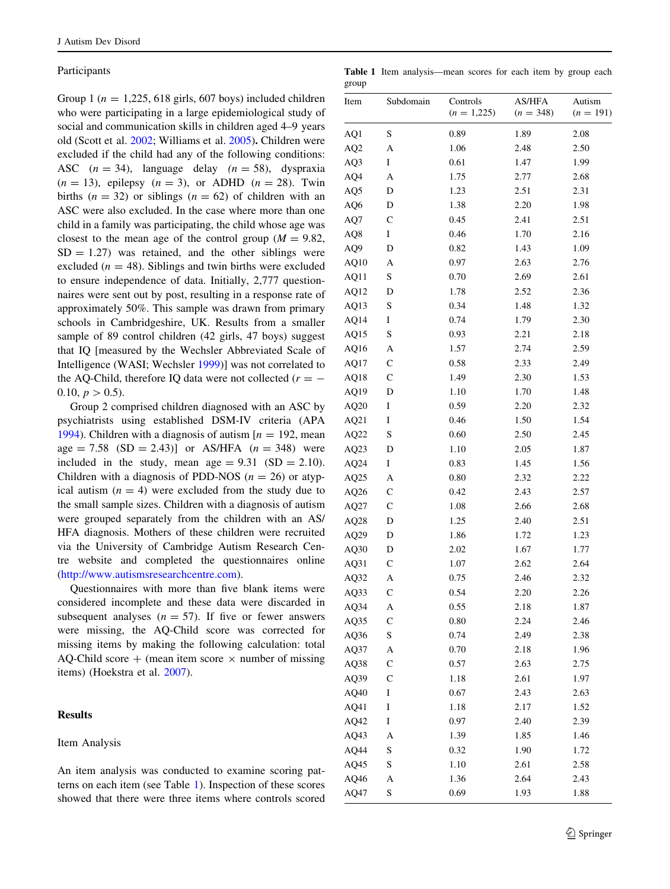### Participants

Group 1 ($n = 1{,}225$, 618 girls, 607 boys) included children who were participating in a large epidemiological study of social and communication skills in children aged 4–9 years old (Scott et al. 2002; Williams et al. 2005). Children were excluded if the child had any of the following conditions: ASC ($n = 34$), language delay ($n = 58$), dyspraxia ($n = 13$), epilepsy ($n = 3$), or ADHD ($n = 28$). Twin births ($n = 32$) or siblings ($n = 62$) of children with an ASC were also excluded. In the case where more than one child in a family was participating, the child whose age was closest to the mean age of the control group ($M = 9.82$, $SD = 1.27$) was retained, and the other siblings were excluded ($n = 48$). Siblings and twin births were excluded to ensure independence of data. Initially, 2,777 questionnaires were sent out by post, resulting in a response rate of approximately 50%. This sample was drawn from primary schools in Cambridgeshire, UK. Results from a smaller sample of 89 control children (42 girls, 47 boys) suggest that IQ [measured by the Wechsler Abbreviated Scale of Intelligence (WASI; Wechsler 1999)] was not correlated to the AQ-Child, therefore IQ data were not collected ($r = -0.10$, $p > 0.5$).

Group 2 comprised children diagnosed with an ASC by psychiatrists using established DSM-IV criteria (APA 1994). Children with a diagnosis of autism [$n = 192$, mean age = 7.58 (SD = 2.43)] or AS/HFA ($n = 348$) were included in the study, mean age = 9.31 (SD = 2.10). Children with a diagnosis of PDD-NOS ($n = 26$) or atypical autism ($n = 4$) were excluded from the study due to the small sample sizes. Children with a diagnosis of autism were grouped separately from the children with an AS/HFA diagnosis. Mothers of these children were recruited via the University of Cambridge Autism Research Centre website and completed the questionnaires online (http://www.autismsresearchcentre.com).

Questionnaires with more than five blank items were considered incomplete and these data were discarded in subsequent analyses ($n = 57$). If five or fewer answers were missing, the AQ-Child score was corrected for missing items by making the following calculation: total AQ-Child score + (mean item score × number of missing items) (Hoekstra et al. 2007).

## Results

### Item Analysis

An item analysis was conducted to examine scoring patterns on each item (see Table 1). Inspection of these scores showed that there were three items where controls scored

**Table 1** Item analysis—mean scores for each item by group each group

| Item | Subdomain | Controls ($n = 1{,}225$) | AS/HFA ($n = 348$) | Autism ($n = 191$) |
|---|---|---|---|---|
| AQ1 | S | 0.89 | 1.89 | 2.08 |
| AQ2 | A | 1.06 | 2.48 | 2.50 |
| AQ3 | I | 0.61 | 1.47 | 1.99 |
| AQ4 | A | 1.75 | 2.77 | 2.68 |
| AQ5 | D | 1.23 | 2.51 | 2.31 |
| AQ6 | D | 1.38 | 2.20 | 1.98 |
| AQ7 | C | 0.45 | 2.41 | 2.51 |
| AQ8 | I | 0.46 | 1.70 | 2.16 |
| AQ9 | D | 0.82 | 1.43 | 1.09 |
| AQ10 | A | 0.97 | 2.63 | 2.76 |
| AQ11 | S | 0.70 | 2.69 | 2.61 |
| AQ12 | D | 1.78 | 2.52 | 2.36 |
| AQ13 | S | 0.34 | 1.48 | 1.32 |
| AQ14 | I | 0.74 | 1.79 | 2.30 |
| AQ15 | S | 0.93 | 2.21 | 2.18 |
| AQ16 | A | 1.57 | 2.74 | 2.59 |
| AQ17 | C | 0.58 | 2.33 | 2.49 |
| AQ18 | C | 1.49 | 2.30 | 1.53 |
| AQ19 | D | 1.10 | 1.70 | 1.48 |
| AQ20 | I | 0.59 | 2.20 | 2.32 |
| AQ21 | I | 0.46 | 1.50 | 1.54 |
| AQ22 | S | 0.60 | 2.50 | 2.45 |
| AQ23 | D | 1.10 | 2.05 | 1.87 |
| AQ24 | I | 0.83 | 1.45 | 1.56 |
| AQ25 | A | 0.80 | 2.32 | 2.22 |
| AQ26 | C | 0.42 | 2.43 | 2.57 |
| AQ27 | C | 1.08 | 2.66 | 2.68 |
| AQ28 | D | 1.25 | 2.40 | 2.51 |
| AQ29 | D | 1.86 | 1.72 | 1.23 |
| AQ30 | D | 2.02 | 1.67 | 1.77 |
| AQ31 | C | 1.07 | 2.62 | 2.64 |
| AQ32 | A | 0.75 | 2.46 | 2.32 |
| AQ33 | C | 0.54 | 2.20 | 2.26 |
| AQ34 | A | 0.55 | 2.18 | 1.87 |
| AQ35 | C | 0.80 | 2.24 | 2.46 |
| AQ36 | S | 0.74 | 2.49 | 2.38 |
| AQ37 | A | 0.70 | 2.18 | 1.96 |
| AQ38 | C | 0.57 | 2.63 | 2.75 |
| AQ39 | C | 1.18 | 2.61 | 1.97 |
| AQ40 | I | 0.67 | 2.43 | 2.63 |
| AQ41 | I | 1.18 | 2.17 | 1.52 |
| AQ42 | I | 0.97 | 2.40 | 2.39 |
| AQ43 | A | 1.39 | 1.85 | 1.46 |
| AQ44 | S | 0.32 | 1.90 | 1.72 |
| AQ45 | S | 1.10 | 2.61 | 2.58 |
| AQ46 | A | 1.36 | 2.64 | 2.43 |
| AQ47 | S | 0.69 | 1.93 | 1.88 |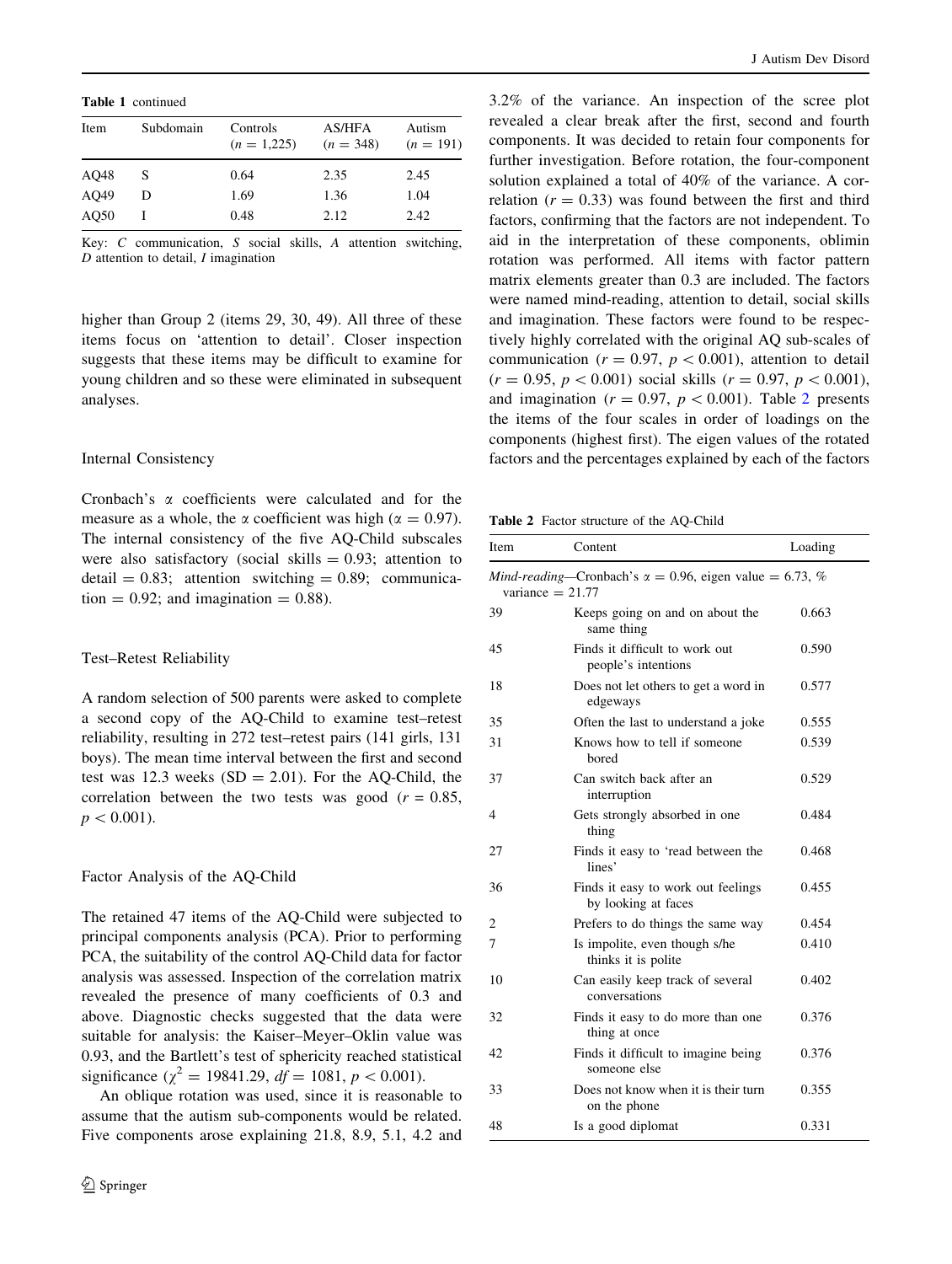**Table 1** continued

| Item | Subdomain | Controls ($n = 1{,}225$) | AS/HFA ($n = 348$) | Autism ($n = 191$) |
|---|---|---|---|---|
| AQ48 | S | 0.64 | 2.35 | 2.45 |
| AQ49 | D | 1.69 | 1.36 | 1.04 |
| AQ50 | I | 0.48 | 2.12 | 2.42 |

Key: *C* communication, *S* social skills, *A* attention switching, *D* attention to detail, *I* imagination

higher than Group 2 (items 29, 30, 49). All three of these items focus on 'attention to detail'. Closer inspection suggests that these items may be difficult to examine for young children and so these were eliminated in subsequent analyses.

### Internal Consistency

Cronbach's $\alpha$ coefficients were calculated and for the measure as a whole, the $\alpha$ coefficient was high ($\alpha = 0.97$). The internal consistency of the five AQ-Child subscales were also satisfactory (social skills = 0.93; attention to detail = 0.83; attention switching = 0.89; communication = 0.92; and imagination = 0.88).

### Test–Retest Reliability

A random selection of 500 parents were asked to complete a second copy of the AQ-Child to examine test–retest reliability, resulting in 272 test–retest pairs (141 girls, 131 boys). The mean time interval between the first and second test was 12.3 weeks (SD = 2.01). For the AQ-Child, the correlation between the two tests was good ($r = 0.85$, $p < 0.001$).

### Factor Analysis of the AQ-Child

The retained 47 items of the AQ-Child were subjected to principal components analysis (PCA). Prior to performing PCA, the suitability of the control AQ-Child data for factor analysis was assessed. Inspection of the correlation matrix revealed the presence of many coefficients of 0.3 and above. Diagnostic checks suggested that the data were suitable for analysis: the Kaiser–Meyer–Oklin value was 0.93, and the Bartlett's test of sphericity reached statistical significance ($\chi^2 = 19841.29$, $df = 1081$, $p < 0.001$).

An oblique rotation was used, since it is reasonable to assume that the autism sub-components would be related. Five components arose explaining 21.8, 8.9, 5.1, 4.2 and 3.2% of the variance. An inspection of the scree plot revealed a clear break after the first, second and fourth components. It was decided to retain four components for further investigation. Before rotation, the four-component solution explained a total of 40% of the variance. A correlation ($r = 0.33$) was found between the first and third factors, confirming that the factors are not independent. To aid in the interpretation of these components, oblimin rotation was performed. All items with factor pattern matrix elements greater than 0.3 are included. The factors were named mind-reading, attention to detail, social skills and imagination. These factors were found to be respectively highly correlated with the original AQ sub-scales of communication ($r = 0.97$, $p < 0.001$), attention to detail ($r = 0.95$, $p < 0.001$) social skills ($r = 0.97$, $p < 0.001$), and imagination ($r = 0.97$, $p < 0.001$). Table 2 presents the items of the four scales in order of loadings on the components (highest first). The eigen values of the rotated factors and the percentages explained by each of the factors

**Table 2** Factor structure of the AQ-Child

| Item | Content | Loading |
|---|---|---|
| *Mind-reading*—Cronbach's $\alpha = 0.96$, eigen value = 6.73, % variance = 21.77 | | |
| 39 | Keeps going on and on about the same thing | 0.663 |
| 45 | Finds it difficult to work out people's intentions | 0.590 |
| 18 | Does not let others to get a word in edgeways | 0.577 |
| 35 | Often the last to understand a joke | 0.555 |
| 31 | Knows how to tell if someone bored | 0.539 |
| 37 | Can switch back after an interruption | 0.529 |
| 4 | Gets strongly absorbed in one thing | 0.484 |
| 27 | Finds it easy to 'read between the lines' | 0.468 |
| 36 | Finds it easy to work out feelings by looking at faces | 0.455 |
| 2 | Prefers to do things the same way | 0.454 |
| 7 | Is impolite, even though s/he thinks it is polite | 0.410 |
| 10 | Can easily keep track of several conversations | 0.402 |
| 32 | Finds it easy to do more than one thing at once | 0.376 |
| 42 | Finds it difficult to imagine being someone else | 0.376 |
| 33 | Does not know when it is their turn on the phone | 0.355 |
| 48 | Is a good diplomat | 0.331 |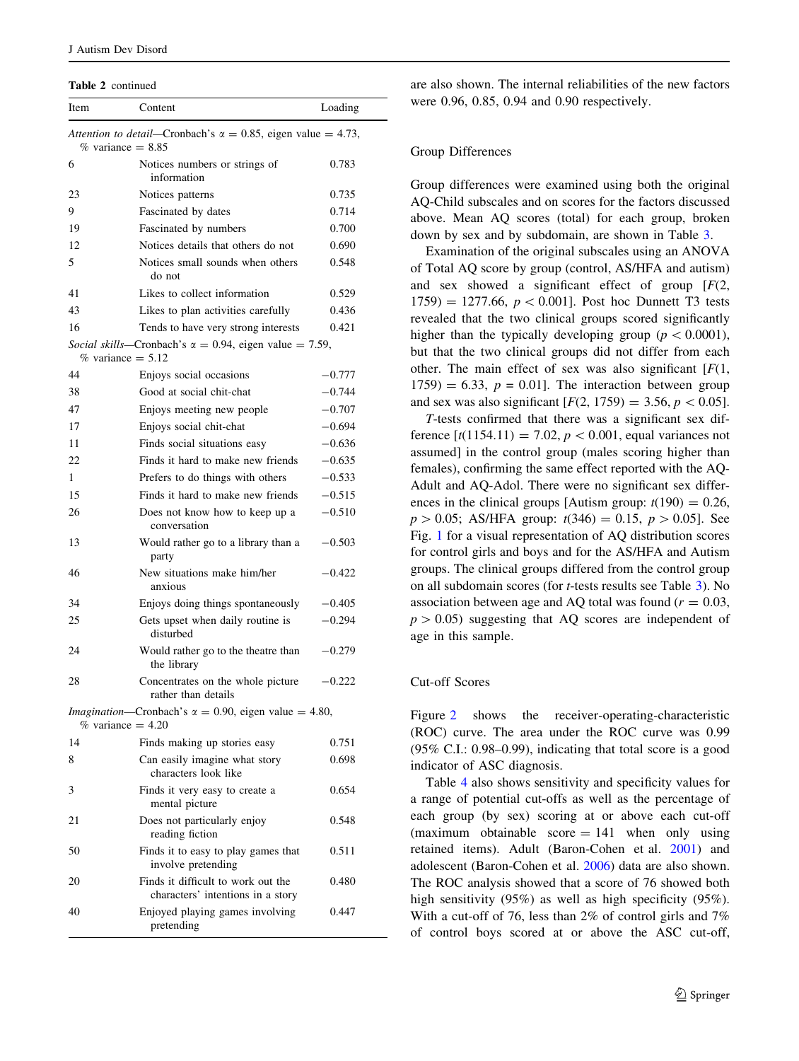**Table 2** continued

| Item | Content | Loading |
|---|---|---|
| *Attention to detail*—Cronbach's $\alpha = 0.85$, eigen value = 4.73, % variance = 8.85 | | |
| 6 | Notices numbers or strings of information | 0.783 |
| 23 | Notices patterns | 0.735 |
| 9 | Fascinated by dates | 0.714 |
| 19 | Fascinated by numbers | 0.700 |
| 12 | Notices details that others do not | 0.690 |
| 5 | Notices small sounds when others do not | 0.548 |
| 41 | Likes to collect information | 0.529 |
| 43 | Likes to plan activities carefully | 0.436 |
| 16 | Tends to have very strong interests | 0.421 |
| *Social skills*—Cronbach's $\alpha = 0.94$, eigen value = 7.59, % variance = 5.12 | | |
| 44 | Enjoys social occasions | −0.777 |
| 38 | Good at social chit-chat | −0.744 |
| 47 | Enjoys meeting new people | −0.707 |
| 17 | Enjoys social chit-chat | −0.694 |
| 11 | Finds social situations easy | −0.636 |
| 22 | Finds it hard to make new friends | −0.635 |
| 1 | Prefers to do things with others | −0.533 |
| 15 | Finds it hard to make new friends | −0.515 |
| 26 | Does not know how to keep up a conversation | −0.510 |
| 13 | Would rather go to a library than a party | −0.503 |
| 46 | New situations make him/her anxious | −0.422 |
| 34 | Enjoys doing things spontaneously | −0.405 |
| 25 | Gets upset when daily routine is disturbed | −0.294 |
| 24 | Would rather go to the theatre than the library | −0.279 |
| 28 | Concentrates on the whole picture rather than details | −0.222 |
| *Imagination*—Cronbach's $\alpha = 0.90$, eigen value = 4.80, % variance = 4.20 | | |
| 14 | Finds making up stories easy | 0.751 |
| 8 | Can easily imagine what story characters look like | 0.698 |
| 3 | Finds it very easy to create a mental picture | 0.654 |
| 21 | Does not particularly enjoy reading fiction | 0.548 |
| 50 | Finds it to easy to play games that involve pretending | 0.511 |
| 20 | Finds it difficult to work out the characters' intentions in a story | 0.480 |
| 40 | Enjoyed playing games involving pretending | 0.447 |

are also shown. The internal reliabilities of the new factors were 0.96, 0.85, 0.94 and 0.90 respectively.

## Group Differences

Group differences were examined using both the original AQ-Child subscales and on scores for the factors discussed above. Mean AQ scores (total) for each group, broken down by sex and by subdomain, are shown in Table 3.

Examination of the original subscales using an ANOVA of Total AQ score by group (control, AS/HFA and autism) and sex showed a significant effect of group [$F(2, 1759) = 1277.66$, $p < 0.001$]. Post hoc Dunnett T3 tests revealed that the two clinical groups scored significantly higher than the typically developing group ($p < 0.0001$), but that the two clinical groups did not differ from each other. The main effect of sex was also significant [$F(1, 1759) = 6.33$, $p = 0.01$]. The interaction between group and sex was also significant [$F(2, 1759) = 3.56$, $p < 0.05$].

*T*-tests confirmed that there was a significant sex difference [$t(1154.11) = 7.02$, $p < 0.001$, equal variances not assumed] in the control group (males scoring higher than females), confirming the same effect reported with the AQ-Adult and AQ-Adol. There were no significant sex differences in the clinical groups [Autism group: $t(190) = 0.26$, $p > 0.05$; AS/HFA group: $t(346) = 0.15$, $p > 0.05$]. See Fig. 1 for a visual representation of AQ distribution scores for control girls and boys and for the AS/HFA and Autism groups. The clinical groups differed from the control group on all subdomain scores (for *t*-tests results see Table 3). No association between age and AQ total was found ($r = 0.03$, $p > 0.05$) suggesting that AQ scores are independent of age in this sample.

## Cut-off Scores

Figure 2 shows the receiver-operating-characteristic (ROC) curve. The area under the ROC curve was 0.99 (95% C.I.: 0.98–0.99), indicating that total score is a good indicator of ASC diagnosis.

Table 4 also shows sensitivity and specificity values for a range of potential cut-offs as well as the percentage of each group (by sex) scoring at or above each cut-off (maximum obtainable score = 141 when only using retained items). Adult (Baron-Cohen et al. 2001) and adolescent (Baron-Cohen et al. 2006) data are also shown. The ROC analysis showed that a score of 76 showed both high sensitivity (95%) as well as high specificity (95%). With a cut-off of 76, less than 2% of control girls and 7% of control boys scored at or above the ASC cut-off,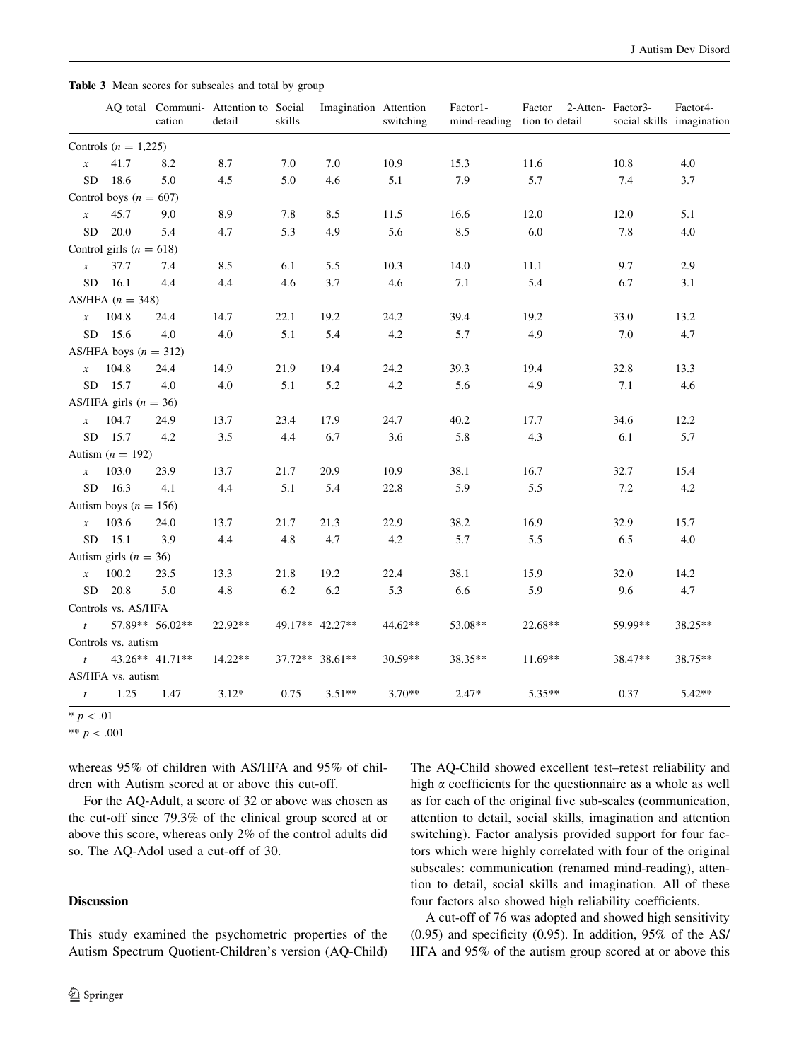**Table 3** Mean scores for subscales and total by group

| | AQ total | Communi-cation | Attention to detail | Social skills | Imagination | Attention switching | Factor1-mind-reading | Factor 2-Attention to detail | Factor3-social skills | Factor4-imagination |
|---|---|---|---|---|---|---|---|---|---|---|
| Controls ($n = 1,225$) | | | | | | | | | | |
| $x$ | 41.7 | 8.2 | 8.7 | 7.0 | 7.0 | 10.9 | 15.3 | 11.6 | 10.8 | 4.0 |
| SD | 18.6 | 5.0 | 4.5 | 5.0 | 4.6 | 5.1 | 7.9 | 5.7 | 7.4 | 3.7 |
| Control boys ($n = 607$) | | | | | | | | | | |
| $x$ | 45.7 | 9.0 | 8.9 | 7.8 | 8.5 | 11.5 | 16.6 | 12.0 | 12.0 | 5.1 |
| SD | 20.0 | 5.4 | 4.7 | 5.3 | 4.9 | 5.6 | 8.5 | 6.0 | 7.8 | 4.0 |
| Control girls ($n = 618$) | | | | | | | | | | |
| $x$ | 37.7 | 7.4 | 8.5 | 6.1 | 5.5 | 10.3 | 14.0 | 11.1 | 9.7 | 2.9 |
| SD | 16.1 | 4.4 | 4.4 | 4.6 | 3.7 | 4.6 | 7.1 | 5.4 | 6.7 | 3.1 |
| AS/HFA ($n = 348$) | | | | | | | | | | |
| $x$ | 104.8 | 24.4 | 14.7 | 22.1 | 19.2 | 24.2 | 39.4 | 19.2 | 33.0 | 13.2 |
| SD | 15.6 | 4.0 | 4.0 | 5.1 | 5.4 | 4.2 | 5.7 | 4.9 | 7.0 | 4.7 |
| AS/HFA boys ($n = 312$) | | | | | | | | | | |
| $x$ | 104.8 | 24.4 | 14.9 | 21.9 | 19.4 | 24.2 | 39.3 | 19.4 | 32.8 | 13.3 |
| SD | 15.7 | 4.0 | 4.0 | 5.1 | 5.2 | 4.2 | 5.6 | 4.9 | 7.1 | 4.6 |
| AS/HFA girls ($n = 36$) | | | | | | | | | | |
| $x$ | 104.7 | 24.9 | 13.7 | 23.4 | 17.9 | 24.7 | 40.2 | 17.7 | 34.6 | 12.2 |
| SD | 15.7 | 4.2 | 3.5 | 4.4 | 6.7 | 3.6 | 5.8 | 4.3 | 6.1 | 5.7 |
| Autism ($n = 192$) | | | | | | | | | | |
| $x$ | 103.0 | 23.9 | 13.7 | 21.7 | 20.9 | 10.9 | 38.1 | 16.7 | 32.7 | 15.4 |
| SD | 16.3 | 4.1 | 4.4 | 5.1 | 5.4 | 22.8 | 5.9 | 5.5 | 7.2 | 4.2 |
| Autism boys ($n = 156$) | | | | | | | | | | |
| $x$ | 103.6 | 24.0 | 13.7 | 21.7 | 21.3 | 22.9 | 38.2 | 16.9 | 32.9 | 15.7 |
| SD | 15.1 | 3.9 | 4.4 | 4.8 | 4.7 | 4.2 | 5.7 | 5.5 | 6.5 | 4.0 |
| Autism girls ($n = 36$) | | | | | | | | | | |
| $x$ | 100.2 | 23.5 | 13.3 | 21.8 | 19.2 | 22.4 | 38.1 | 15.9 | 32.0 | 14.2 |
| SD | 20.8 | 5.0 | 4.8 | 6.2 | 6.2 | 5.3 | 6.6 | 5.9 | 9.6 | 4.7 |
| Controls vs. AS/HFA | | | | | | | | | | |
| $t$ | 57.89** | 56.02** | 22.92** | 49.17** | 42.27** | 44.62** | 53.08** | 22.68** | 59.99** | 38.25** |
| Controls vs. autism | | | | | | | | | | |
| $t$ | 43.26** | 41.71** | 14.22** | 37.72** | 38.61** | 30.59** | 38.35** | 11.69** | 38.47** | 38.75** |
| AS/HFA vs. autism | | | | | | | | | | |
| $t$ | 1.25 | 1.47 | 3.12* | 0.75 | 3.51** | 3.70** | 2.47* | 5.35** | 0.37 | 5.42** |

* $p < .01$

** $p < .001$

whereas 95% of children with AS/HFA and 95% of children with Autism scored at or above this cut-off.

For the AQ-Adult, a score of 32 or above was chosen as the cut-off since 79.3% of the clinical group scored at or above this score, whereas only 2% of the control adults did so. The AQ-Adol used a cut-off of 30.

## Discussion

This study examined the psychometric properties of the Autism Spectrum Quotient-Children's version (AQ-Child) The AQ-Child showed excellent test–retest reliability and high α coefficients for the questionnaire as a whole as well as for each of the original five sub-scales (communication, attention to detail, social skills, imagination and attention switching). Factor analysis provided support for four factors which were highly correlated with four of the original subscales: communication (renamed mind-reading), attention to detail, social skills and imagination. All of these four factors also showed high reliability coefficients.

A cut-off of 76 was adopted and showed high sensitivity (0.95) and specificity (0.95). In addition, 95% of the AS/HFA and 95% of the autism group scored at or above this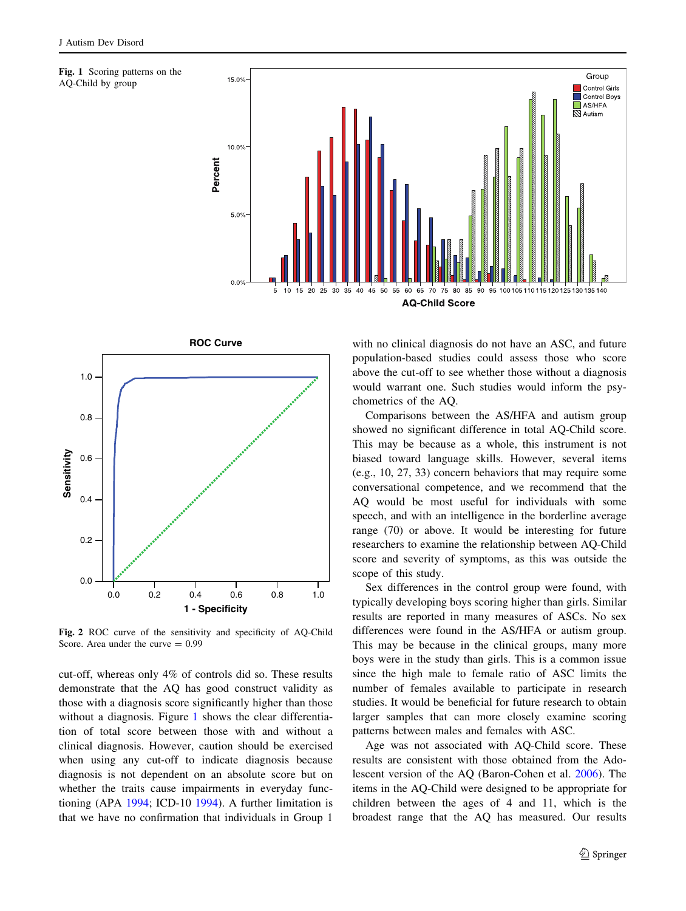Fig. 1 Scoring patterns on the AQ-Child by group

Fig. 2 ROC curve of the sensitivity and specificity of AQ-Child Score. Area under the curve = 0.99

cut-off, whereas only 4% of controls did so. These results demonstrate that the AQ has good construct validity as those with a diagnosis score significantly higher than those without a diagnosis. Figure 1 shows the clear differentiation of total score between those with and without a clinical diagnosis. However, caution should be exercised when using any cut-off to indicate diagnosis because diagnosis is not dependent on an absolute score but on whether the traits cause impairments in everyday functioning (APA 1994; ICD-10 1994). A further limitation is that we have no confirmation that individuals in Group 1 with no clinical diagnosis do not have an ASC, and future population-based studies could assess those who score above the cut-off to see whether those without a diagnosis would warrant one. Such studies would inform the psychometrics of the AQ.

Comparisons between the AS/HFA and autism group showed no significant difference in total AQ-Child score. This may be because as a whole, this instrument is not biased toward language skills. However, several items (e.g., 10, 27, 33) concern behaviors that may require some conversational competence, and we recommend that the AQ would be most useful for individuals with some speech, and with an intelligence in the borderline average range (70) or above. It would be interesting for future researchers to examine the relationship between AQ-Child score and severity of symptoms, as this was outside the scope of this study.

Sex differences in the control group were found, with typically developing boys scoring higher than girls. Similar results are reported in many measures of ASCs. No sex differences were found in the AS/HFA or autism group. This may be because in the clinical groups, many more boys were in the study than girls. This is a common issue since the high male to female ratio of ASC limits the number of females available to participate in research studies. It would be beneficial for future research to obtain larger samples that can more closely examine scoring patterns between males and females with ASC.

Age was not associated with AQ-Child score. These results are consistent with those obtained from the Adolescent version of the AQ (Baron-Cohen et al. 2006). The items in the AQ-Child were designed to be appropriate for children between the ages of 4 and 11, which is the broadest range that the AQ has measured. Our results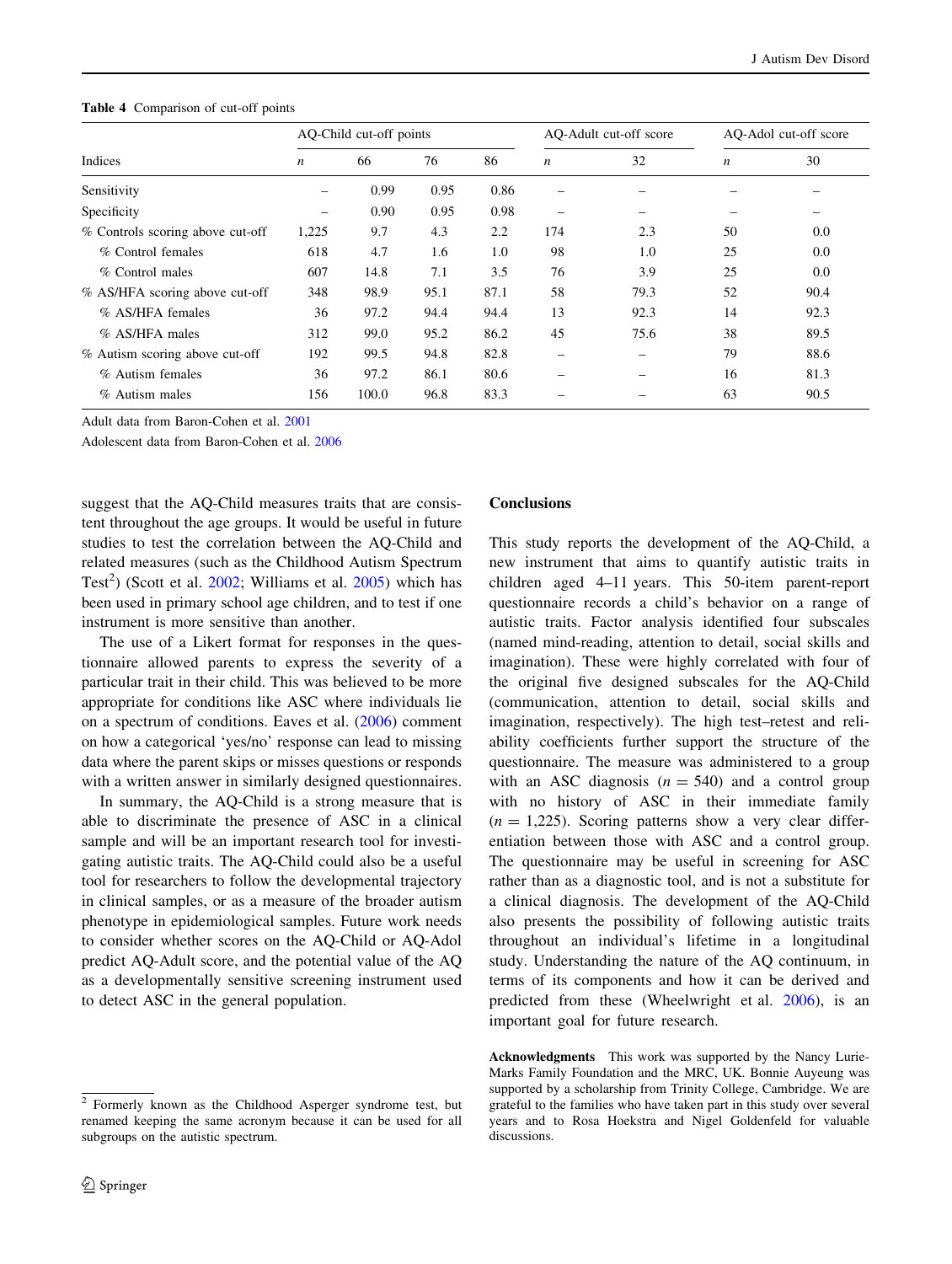**Table 4** Comparison of cut-off points

| Indices | AQ-Child cut-off points | | | | AQ-Adult cut-off score | | AQ-Adol cut-off score | |
|---|---|---|---|---|---|---|---|---|
| | *n* | 66 | 76 | 86 | *n* | 32 | *n* | 30 |
| Sensitivity | – | 0.99 | 0.95 | 0.86 | – | – | – | – |
| Specificity | – | 0.90 | 0.95 | 0.98 | – | – | – | – |
| % Controls scoring above cut-off | 1,225 | 9.7 | 4.3 | 2.2 | 174 | 2.3 | 50 | 0.0 |
| % Control females | 618 | 4.7 | 1.6 | 1.0 | 98 | 1.0 | 25 | 0.0 |
| % Control males | 607 | 14.8 | 7.1 | 3.5 | 76 | 3.9 | 25 | 0.0 |
| % AS/HFA scoring above cut-off | 348 | 98.9 | 95.1 | 87.1 | 58 | 79.3 | 52 | 90.4 |
| % AS/HFA females | 36 | 97.2 | 94.4 | 94.4 | 13 | 92.3 | 14 | 92.3 |
| % AS/HFA males | 312 | 99.0 | 95.2 | 86.2 | 45 | 75.6 | 38 | 89.5 |
| % Autism scoring above cut-off | 192 | 99.5 | 94.8 | 82.8 | – | – | 79 | 88.6 |
| % Autism females | 36 | 97.2 | 86.1 | 80.6 | – | – | 16 | 81.3 |
| % Autism males | 156 | 100.0 | 96.8 | 83.3 | – | – | 63 | 90.5 |

Adult data from Baron-Cohen et al. 2001

Adolescent data from Baron-Cohen et al. 2006

suggest that the AQ-Child measures traits that are consistent throughout the age groups. It would be useful in future studies to test the correlation between the AQ-Child and related measures (such as the Childhood Autism Spectrum Test[2]) (Scott et al. 2002; Williams et al. 2005) which has been used in primary school age children, and to test if one instrument is more sensitive than another.

The use of a Likert format for responses in the questionnaire allowed parents to express the severity of a particular trait in their child. This was believed to be more appropriate for conditions like ASC where individuals lie on a spectrum of conditions. Eaves et al. (2006) comment on how a categorical 'yes/no' response can lead to missing data where the parent skips or misses questions or responds with a written answer in similarly designed questionnaires.

In summary, the AQ-Child is a strong measure that is able to discriminate the presence of ASC in a clinical sample and will be an important research tool for investigating autistic traits. The AQ-Child could also be a useful tool for researchers to follow the developmental trajectory in clinical samples, or as a measure of the broader autism phenotype in epidemiological samples. Future work needs to consider whether scores on the AQ-Child or AQ-Adol predict AQ-Adult score, and the potential value of the AQ as a developmentally sensitive screening instrument used to detect ASC in the general population.

[2] Formerly known as the Childhood Asperger syndrome test, but renamed keeping the same acronym because it can be used for all subgroups on the autistic spectrum.

## Conclusions

This study reports the development of the AQ-Child, a new instrument that aims to quantify autistic traits in children aged 4–11 years. This 50-item parent-report questionnaire records a child's behavior on a range of autistic traits. Factor analysis identified four subscales (named mind-reading, attention to detail, social skills and imagination). These were highly correlated with four of the original five designed subscales for the AQ-Child (communication, attention to detail, social skills and imagination, respectively). The high test–retest and reliability coefficients further support the structure of the questionnaire. The measure was administered to a group with an ASC diagnosis ($n = 540$) and a control group with no history of ASC in their immediate family ($n = 1{,}225$). Scoring patterns show a very clear differentiation between those with ASC and a control group. The questionnaire may be useful in screening for ASC rather than as a diagnostic tool, and is not a substitute for a clinical diagnosis. The development of the AQ-Child also presents the possibility of following autistic traits throughout an individual's lifetime in a longitudinal study. Understanding the nature of the AQ continuum, in terms of its components and how it can be derived and predicted from these (Wheelwright et al. 2006), is an important goal for future research.

**Acknowledgments** This work was supported by the Nancy Lurie-Marks Family Foundation and the MRC, UK. Bonnie Auyeung was supported by a scholarship from Trinity College, Cambridge. We are grateful to the families who have taken part in this study over several years and to Rosa Hoekstra and Nigel Goldenfeld for valuable discussions.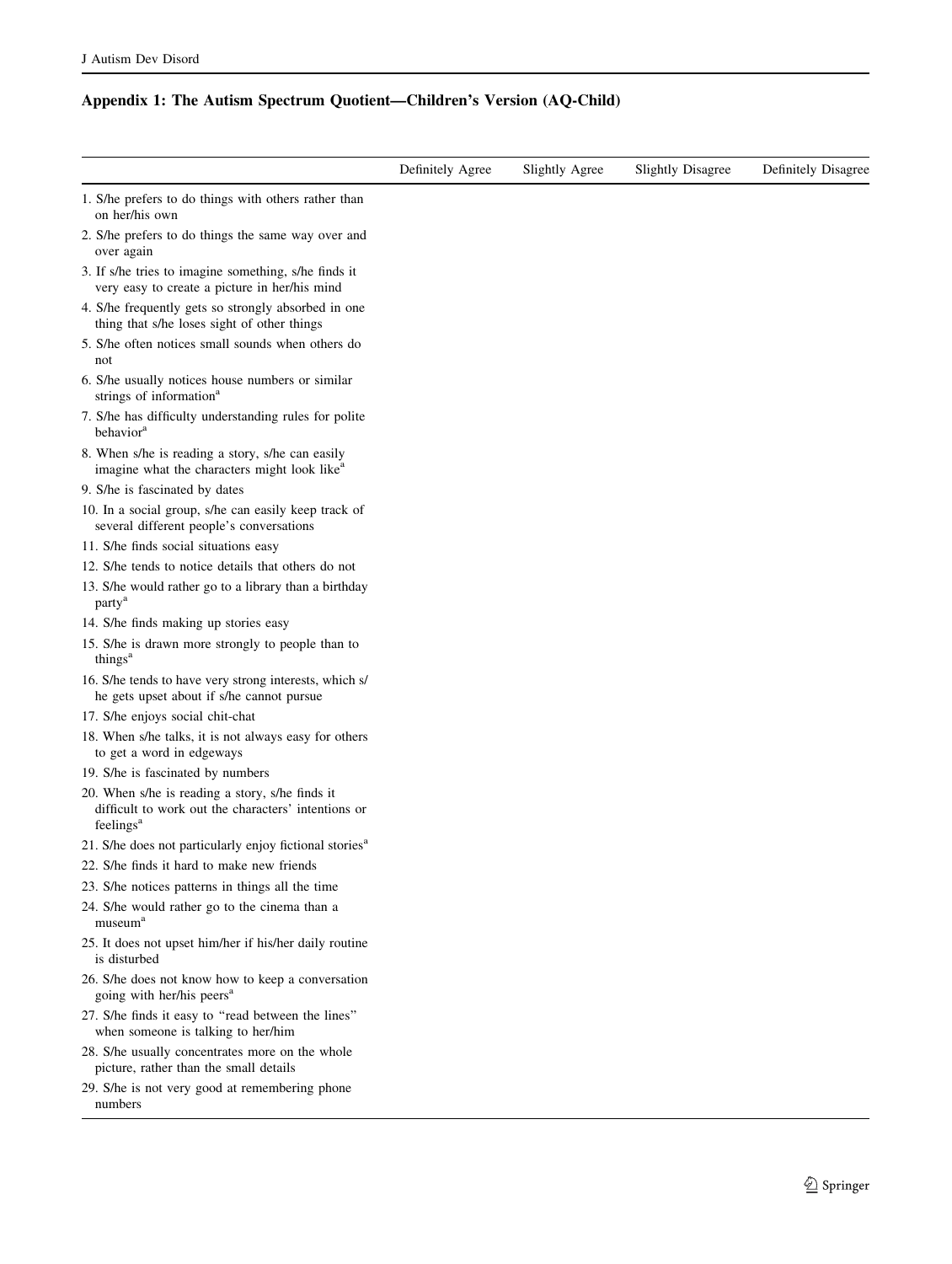## Appendix 1: The Autism Spectrum Quotient—Children's Version (AQ-Child)

| | Definitely Agree | Slightly Agree | Slightly Disagree | Definitely Disagree |
|---|---|---|---|---|
| 1. S/he prefers to do things with others rather than on her/his own | | | | |
| 2. S/he prefers to do things the same way over and over again | | | | |
| 3. If s/he tries to imagine something, s/he finds it very easy to create a picture in her/his mind | | | | |
| 4. S/he frequently gets so strongly absorbed in one thing that s/he loses sight of other things | | | | |
| 5. S/he often notices small sounds when others do not | | | | |
| 6. S/he usually notices house numbers or similar strings of information[a] | | | | |
| 7. S/he has difficulty understanding rules for polite behavior[a] | | | | |
| 8. When s/he is reading a story, s/he can easily imagine what the characters might look like[a] | | | | |
| 9. S/he is fascinated by dates | | | | |
| 10. In a social group, s/he can easily keep track of several different people's conversations | | | | |
| 11. S/he finds social situations easy | | | | |
| 12. S/he tends to notice details that others do not | | | | |
| 13. S/he would rather go to a library than a birthday party[a] | | | | |
| 14. S/he finds making up stories easy | | | | |
| 15. S/he is drawn more strongly to people than to things[a] | | | | |
| 16. S/he tends to have very strong interests, which s/he gets upset about if s/he cannot pursue | | | | |
| 17. S/he enjoys social chit-chat | | | | |
| 18. When s/he talks, it is not always easy for others to get a word in edgeways | | | | |
| 19. S/he is fascinated by numbers | | | | |
| 20. When s/he is reading a story, s/he finds it difficult to work out the characters' intentions or feelings[a] | | | | |
| 21. S/he does not particularly enjoy fictional stories[a] | | | | |
| 22. S/he finds it hard to make new friends | | | | |
| 23. S/he notices patterns in things all the time | | | | |
| 24. S/he would rather go to the cinema than a museum[a] | | | | |
| 25. It does not upset him/her if his/her daily routine is disturbed | | | | |
| 26. S/he does not know how to keep a conversation going with her/his peers[a] | | | | |
| 27. S/he finds it easy to "read between the lines" when someone is talking to her/him | | | | |
| 28. S/he usually concentrates more on the whole picture, rather than the small details | | | | |
| 29. S/he is not very good at remembering phone numbers | | | | |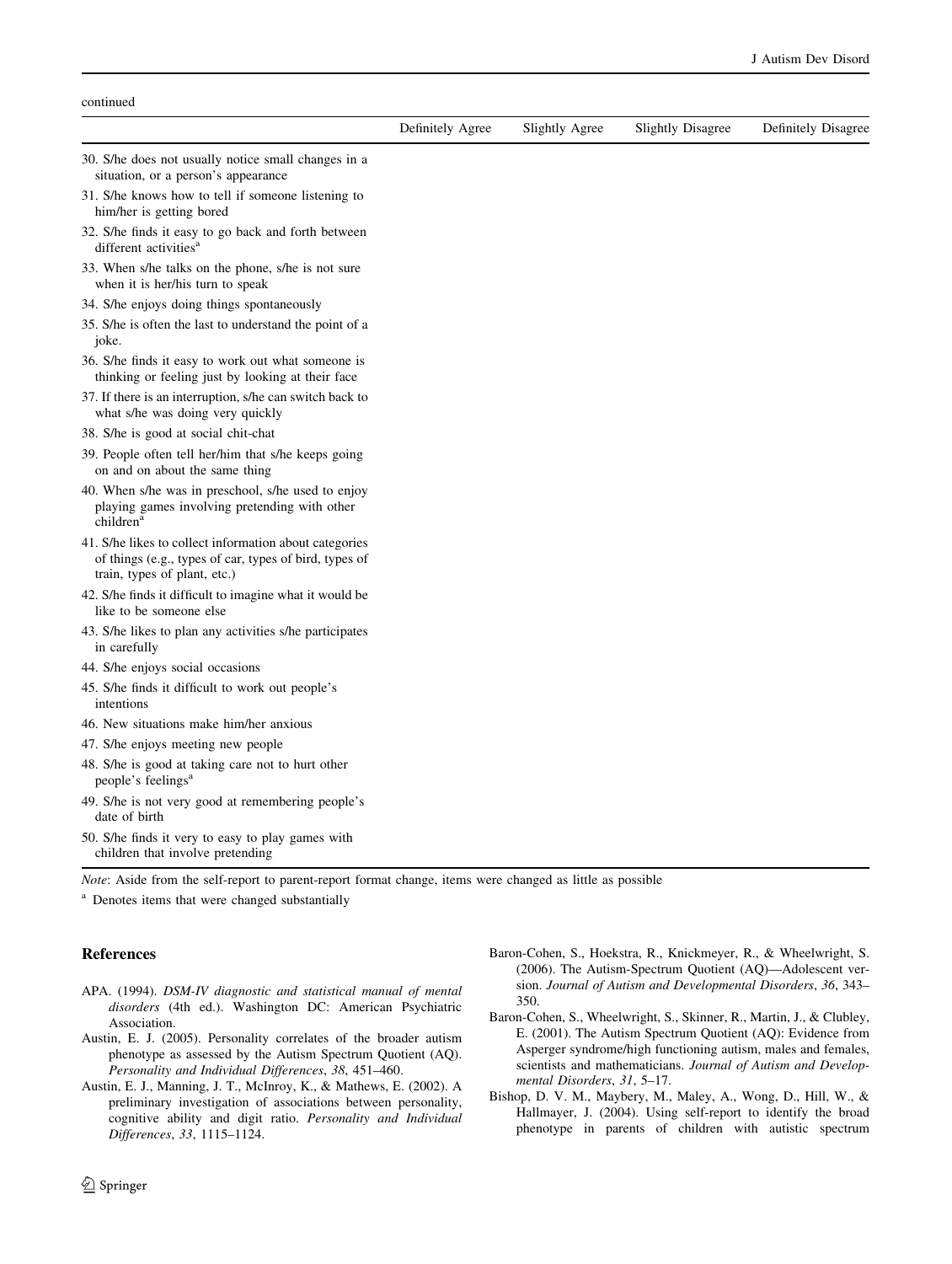continued

| | Definitely Agree | Slightly Agree | Slightly Disagree | Definitely Disagree |
|---|---|---|---|---|
| 30. S/he does not usually notice small changes in a situation, or a person's appearance | | | | |
| 31. S/he knows how to tell if someone listening to him/her is getting bored | | | | |
| 32. S/he finds it easy to go back and forth between different activities[a] | | | | |
| 33. When s/he talks on the phone, s/he is not sure when it is her/his turn to speak | | | | |
| 34. S/he enjoys doing things spontaneously | | | | |
| 35. S/he is often the last to understand the point of a joke. | | | | |
| 36. S/he finds it easy to work out what someone is thinking or feeling just by looking at their face | | | | |
| 37. If there is an interruption, s/he can switch back to what s/he was doing very quickly | | | | |
| 38. S/he is good at social chit-chat | | | | |
| 39. People often tell her/him that s/he keeps going on and on about the same thing | | | | |
| 40. When s/he was in preschool, s/he used to enjoy playing games involving pretending with other children[a] | | | | |
| 41. S/he likes to collect information about categories of things (e.g., types of car, types of bird, types of train, types of plant, etc.) | | | | |
| 42. S/he finds it difficult to imagine what it would be like to be someone else | | | | |
| 43. S/he likes to plan any activities s/he participates in carefully | | | | |
| 44. S/he enjoys social occasions | | | | |
| 45. S/he finds it difficult to work out people's intentions | | | | |
| 46. New situations make him/her anxious | | | | |
| 47. S/he enjoys meeting new people | | | | |
| 48. S/he is good at taking care not to hurt other people's feelings[a] | | | | |
| 49. S/he is not very good at remembering people's date of birth | | | | |
| 50. S/he finds it very to easy to play games with children that involve pretending | | | | |

*Note*: Aside from the self-report to parent-report format change, items were changed as little as possible

[a] Denotes items that were changed substantially

## References

APA. (1994). *DSM-IV diagnostic and statistical manual of mental disorders* (4th ed.). Washington DC: American Psychiatric Association.

Austin, E. J. (2005). Personality correlates of the broader autism phenotype as assessed by the Autism Spectrum Quotient (AQ). *Personality and Individual Differences*, *38*, 451–460.

Austin, E. J., Manning, J. T., McInroy, K., & Mathews, E. (2002). A preliminary investigation of associations between personality, cognitive ability and digit ratio. *Personality and Individual Differences*, *33*, 1115–1124.

Baron-Cohen, S., Hoekstra, R., Knickmeyer, R., & Wheelwright, S. (2006). The Autism-Spectrum Quotient (AQ)—Adolescent version. *Journal of Autism and Developmental Disorders*, *36*, 343–350.

Baron-Cohen, S., Wheelwright, S., Skinner, R., Martin, J., & Clubley, E. (2001). The Autism Spectrum Quotient (AQ): Evidence from Asperger syndrome/high functioning autism, males and females, scientists and mathematicians. *Journal of Autism and Developmental Disorders*, *31*, 5–17.

Bishop, D. V. M., Maybery, M., Maley, A., Wong, D., Hill, W., & Hallmayer, J. (2004). Using self-report to identify the broad phenotype in parents of children with autistic spectrum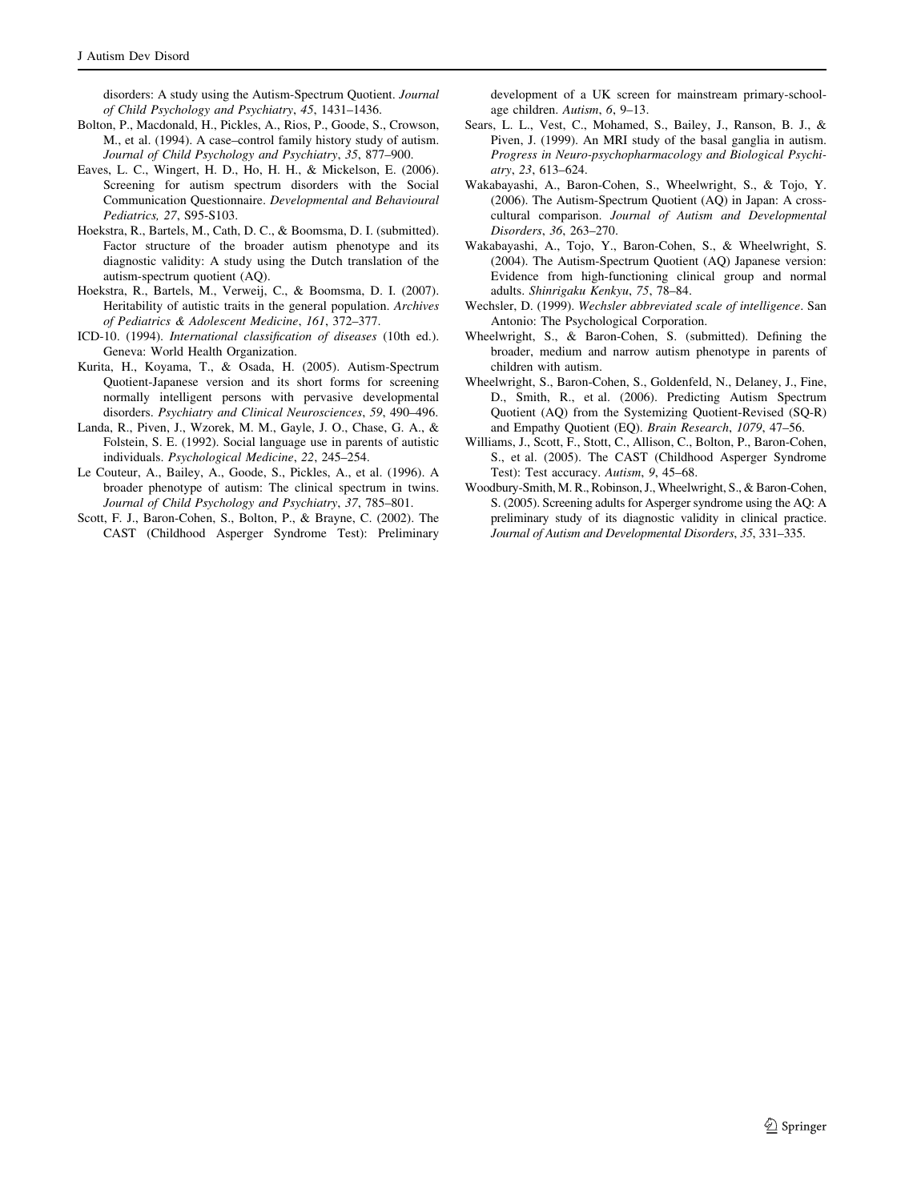disorders: A study using the Autism-Spectrum Quotient. *Journal of Child Psychology and Psychiatry*, *45*, 1431–1436.

Bolton, P., Macdonald, H., Pickles, A., Rios, P., Goode, S., Crowson, M., et al. (1994). A case–control family history study of autism. *Journal of Child Psychology and Psychiatry*, *35*, 877–900.

Eaves, L. C., Wingert, H. D., Ho, H. H., & Mickelson, E. (2006). Screening for autism spectrum disorders with the Social Communication Questionnaire. *Developmental and Behavioural Pediatrics, 27*, S95-S103.

Hoekstra, R., Bartels, M., Cath, D. C., & Boomsma, D. I. (submitted). Factor structure of the broader autism phenotype and its diagnostic validity: A study using the Dutch translation of the autism-spectrum quotient (AQ).

Hoekstra, R., Bartels, M., Verweij, C., & Boomsma, D. I. (2007). Heritability of autistic traits in the general population. *Archives of Pediatrics & Adolescent Medicine*, *161*, 372–377.

ICD-10. (1994). *International classification of diseases* (10th ed.). Geneva: World Health Organization.

Kurita, H., Koyama, T., & Osada, H. (2005). Autism-Spectrum Quotient-Japanese version and its short forms for screening normally intelligent persons with pervasive developmental disorders. *Psychiatry and Clinical Neurosciences*, *59*, 490–496.

Landa, R., Piven, J., Wzorek, M. M., Gayle, J. O., Chase, G. A., & Folstein, S. E. (1992). Social language use in parents of autistic individuals. *Psychological Medicine*, *22*, 245–254.

Le Couteur, A., Bailey, A., Goode, S., Pickles, A., et al. (1996). A broader phenotype of autism: The clinical spectrum in twins. *Journal of Child Psychology and Psychiatry*, *37*, 785–801.

Scott, F. J., Baron-Cohen, S., Bolton, P., & Brayne, C. (2002). The CAST (Childhood Asperger Syndrome Test): Preliminary development of a UK screen for mainstream primary-school-age children. *Autism*, *6*, 9–13.

Sears, L. L., Vest, C., Mohamed, S., Bailey, J., Ranson, B. J., & Piven, J. (1999). An MRI study of the basal ganglia in autism. *Progress in Neuro-psychopharmacology and Biological Psychiatry*, *23*, 613–624.

Wakabayashi, A., Baron-Cohen, S., Wheelwright, S., & Tojo, Y. (2006). The Autism-Spectrum Quotient (AQ) in Japan: A cross-cultural comparison. *Journal of Autism and Developmental Disorders*, *36*, 263–270.

Wakabayashi, A., Tojo, Y., Baron-Cohen, S., & Wheelwright, S. (2004). The Autism-Spectrum Quotient (AQ) Japanese version: Evidence from high-functioning clinical group and normal adults. *Shinrigaku Kenkyu*, *75*, 78–84.

Wechsler, D. (1999). *Wechsler abbreviated scale of intelligence*. San Antonio: The Psychological Corporation.

Wheelwright, S., & Baron-Cohen, S. (submitted). Defining the broader, medium and narrow autism phenotype in parents of children with autism.

Wheelwright, S., Baron-Cohen, S., Goldenfeld, N., Delaney, J., Fine, D., Smith, R., et al. (2006). Predicting Autism Spectrum Quotient (AQ) from the Systemizing Quotient-Revised (SQ-R) and Empathy Quotient (EQ). *Brain Research*, *1079*, 47–56.

Williams, J., Scott, F., Stott, C., Allison, C., Bolton, P., Baron-Cohen, S., et al. (2005). The CAST (Childhood Asperger Syndrome Test): Test accuracy. *Autism*, *9*, 45–68.

Woodbury-Smith, M. R., Robinson, J., Wheelwright, S., & Baron-Cohen, S. (2005). Screening adults for Asperger syndrome using the AQ: A preliminary study of its diagnostic validity in clinical practice. *Journal of Autism and Developmental Disorders*, *35*, 331–335.